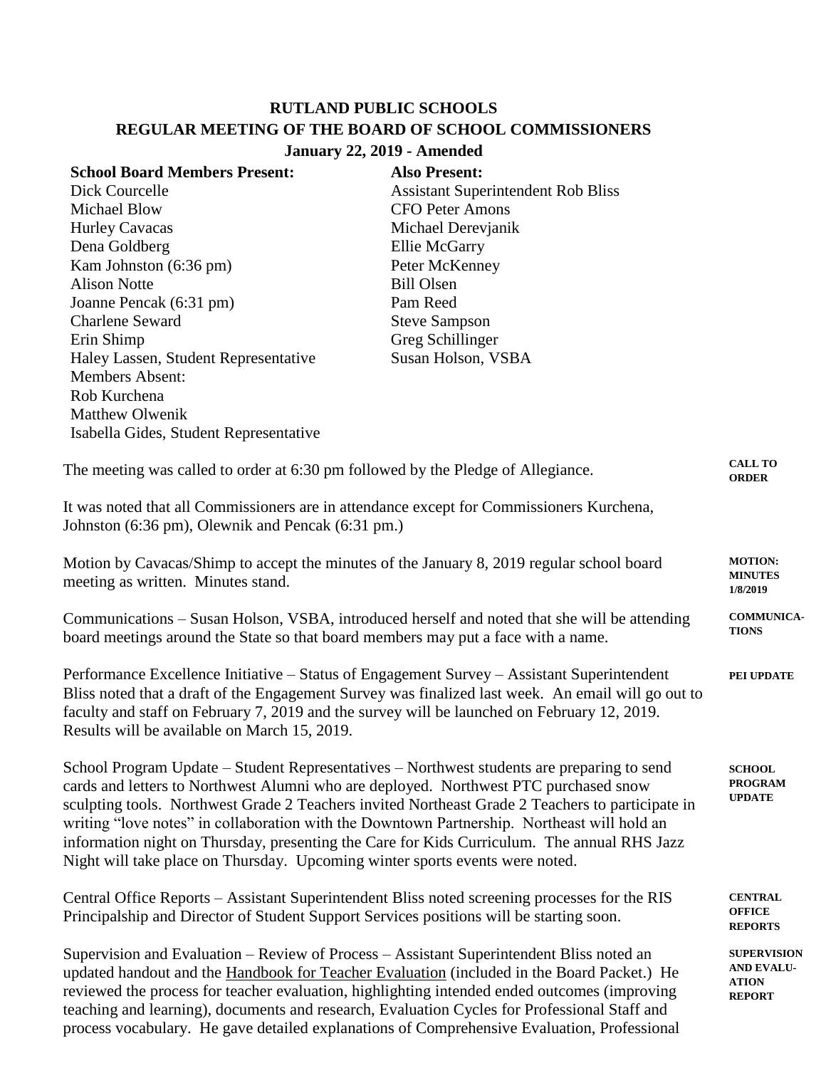# RUTLAND PUBLIC SCHOOLS
## REGULAR MEETING OF THE BOARD OF SCHOOL COMMISSIONERS
### January 22, 2019 - Amended

| **School Board Members Present:** | **Also Present:** |
|---|---|
| Dick Courcelle | Assistant Superintendent Rob Bliss |
| Michael Blow | CFO Peter Amons |
| Hurley Cavacas | Michael Derevjanik |
| Dena Goldberg | Ellie McGarry |
| Kam Johnston (6:36 pm) | Peter McKenney |
| Alison Notte | Bill Olsen |
| Joanne Pencak (6:31 pm) | Pam Reed |
| Charlene Seward | Steve Sampson |
| Erin Shimp | Greg Schillinger |
| Haley Lassen, Student Representative | Susan Holson, VSBA |
| Members Absent: | |
| Rob Kurchena | |
| Matthew Olwenik | |
| Isabella Gides, Student Representative | |

**CALL TO ORDER**

The meeting was called to order at 6:30 pm followed by the Pledge of Allegiance.

It was noted that all Commissioners are in attendance except for Commissioners Kurchena, Johnston (6:36 pm), Olewnik and Pencak (6:31 pm.)

**MOTION: MINUTES 1/8/2019**

Motion by Cavacas/Shimp to accept the minutes of the January 8, 2019 regular school board meeting as written. Minutes stand.

**COMMUNICATIONS**

Communications – Susan Holson, VSBA, introduced herself and noted that she will be attending board meetings around the State so that board members may put a face with a name.

**PEI UPDATE**

Performance Excellence Initiative – Status of Engagement Survey – Assistant Superintendent Bliss noted that a draft of the Engagement Survey was finalized last week. An email will go out to faculty and staff on February 7, 2019 and the survey will be launched on February 12, 2019. Results will be available on March 15, 2019.

**SCHOOL PROGRAM UPDATE**

School Program Update – Student Representatives – Northwest students are preparing to send cards and letters to Northwest Alumni who are deployed. Northwest PTC purchased snow sculpting tools. Northwest Grade 2 Teachers invited Northeast Grade 2 Teachers to participate in writing "love notes" in collaboration with the Downtown Partnership. Northeast will hold an information night on Thursday, presenting the Care for Kids Curriculum. The annual RHS Jazz Night will take place on Thursday. Upcoming winter sports events were noted.

**CENTRAL OFFICE REPORTS**

Central Office Reports – Assistant Superintendent Bliss noted screening processes for the RIS Principalship and Director of Student Support Services positions will be starting soon.

**SUPERVISION AND EVALUATION REPORT**

Supervision and Evaluation – Review of Process – Assistant Superintendent Bliss noted an updated handout and the Handbook for Teacher Evaluation (included in the Board Packet.) He reviewed the process for teacher evaluation, highlighting intended ended outcomes (improving teaching and learning), documents and research, Evaluation Cycles for Professional Staff and process vocabulary. He gave detailed explanations of Comprehensive Evaluation, Professional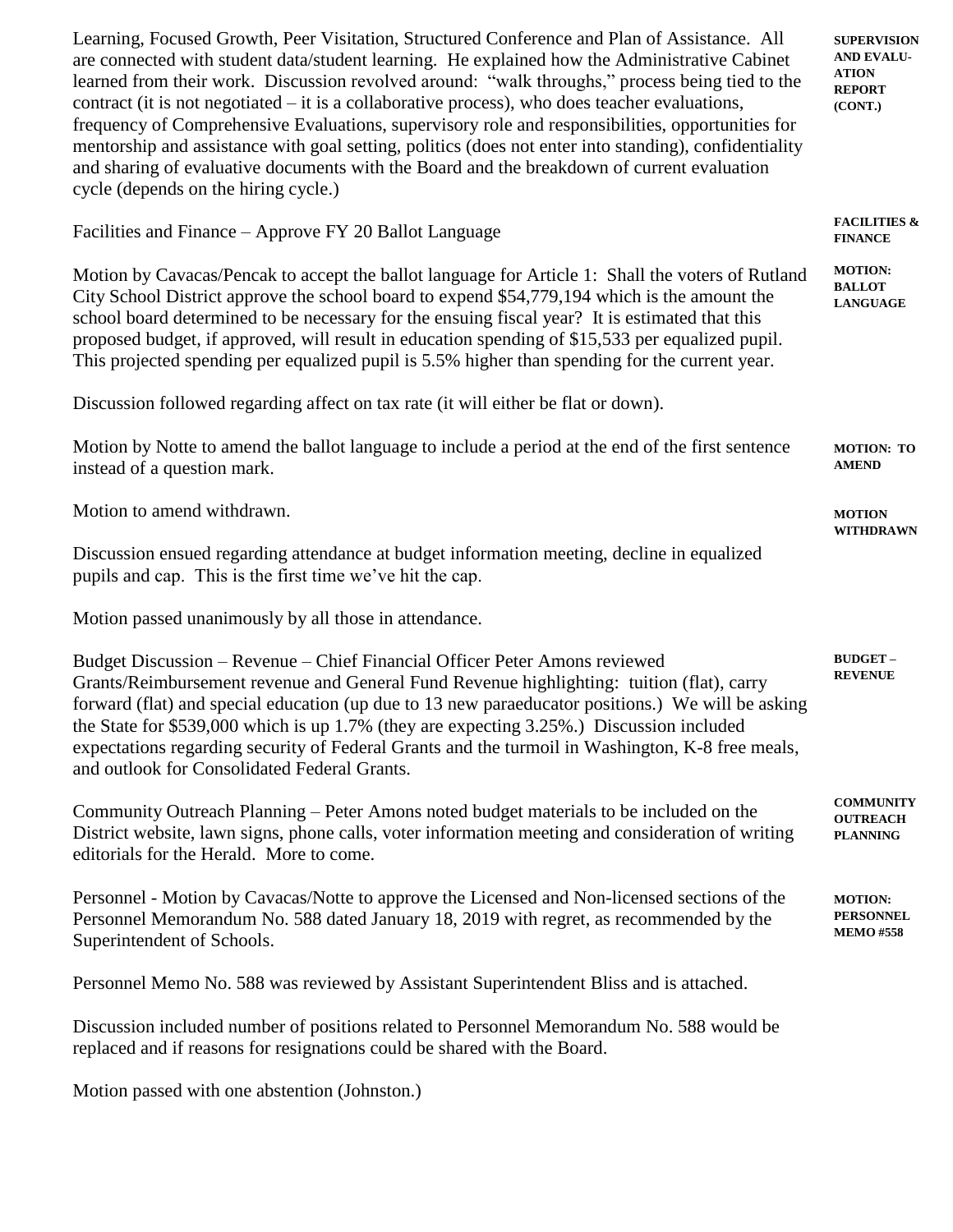Learning, Focused Growth, Peer Visitation, Structured Conference and Plan of Assistance. All are connected with student data/student learning. He explained how the Administrative Cabinet learned from their work. Discussion revolved around: "walk throughs," process being tied to the contract (it is not negotiated – it is a collaborative process), who does teacher evaluations, frequency of Comprehensive Evaluations, supervisory role and responsibilities, opportunities for mentorship and assistance with goal setting, politics (does not enter into standing), confidentiality and sharing of evaluative documents with the Board and the breakdown of current evaluation cycle (depends on the hiring cycle.)

**SUPERVISION AND EVALUATION REPORT (CONT.)**

**FACILITIES & FINANCE**

Facilities and Finance – Approve FY 20 Ballot Language

**MOTION: BALLOT LANGUAGE**

Motion by Cavacas/Pencak to accept the ballot language for Article 1: Shall the voters of Rutland City School District approve the school board to expend $54,779,194 which is the amount the school board determined to be necessary for the ensuing fiscal year? It is estimated that this proposed budget, if approved, will result in education spending of $15,533 per equalized pupil. This projected spending per equalized pupil is 5.5% higher than spending for the current year.

Discussion followed regarding affect on tax rate (it will either be flat or down).

**MOTION: TO AMEND**

Motion by Notte to amend the ballot language to include a period at the end of the first sentence instead of a question mark.

**MOTION WITHDRAWN**

Motion to amend withdrawn.

Discussion ensued regarding attendance at budget information meeting, decline in equalized pupils and cap. This is the first time we've hit the cap.

Motion passed unanimously by all those in attendance.

**BUDGET – REVENUE**

Budget Discussion – Revenue – Chief Financial Officer Peter Amons reviewed Grants/Reimbursement revenue and General Fund Revenue highlighting: tuition (flat), carry forward (flat) and special education (up due to 13 new paraeducator positions.) We will be asking the State for $539,000 which is up 1.7% (they are expecting 3.25%.) Discussion included expectations regarding security of Federal Grants and the turmoil in Washington, K-8 free meals, and outlook for Consolidated Federal Grants.

**COMMUNITY OUTREACH PLANNING**

Community Outreach Planning – Peter Amons noted budget materials to be included on the District website, lawn signs, phone calls, voter information meeting and consideration of writing editorials for the Herald. More to come.

**MOTION: PERSONNEL MEMO #558**

Personnel - Motion by Cavacas/Notte to approve the Licensed and Non-licensed sections of the Personnel Memorandum No. 588 dated January 18, 2019 with regret, as recommended by the Superintendent of Schools.

Personnel Memo No. 588 was reviewed by Assistant Superintendent Bliss and is attached.

Discussion included number of positions related to Personnel Memorandum No. 588 would be replaced and if reasons for resignations could be shared with the Board.

Motion passed with one abstention (Johnston.)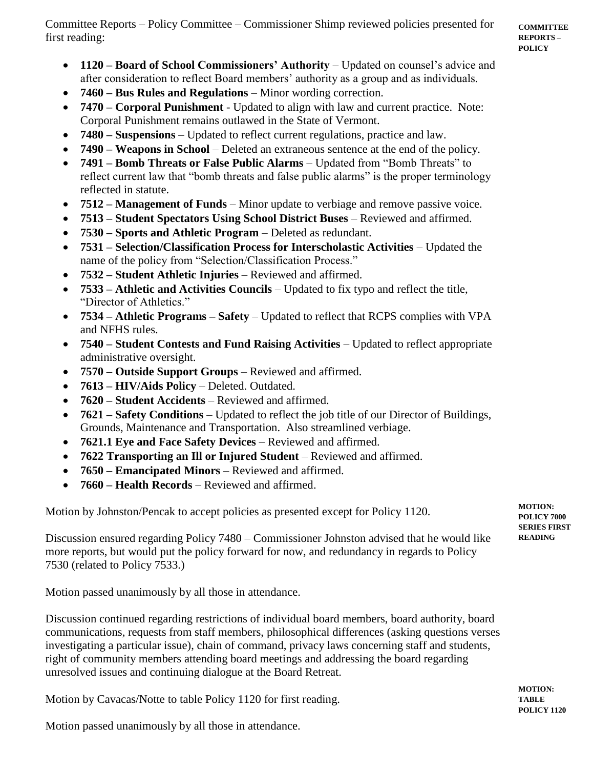Committee Reports – Policy Committee – Commissioner Shimp reviewed policies presented for first reading:

**COMMITTEE REPORTS – POLICY**

- **1120 – Board of School Commissioners' Authority** – Updated on counsel's advice and after consideration to reflect Board members' authority as a group and as individuals.
- **7460 – Bus Rules and Regulations** – Minor wording correction.
- **7470 – Corporal Punishment** - Updated to align with law and current practice. Note: Corporal Punishment remains outlawed in the State of Vermont.
- **7480 – Suspensions** – Updated to reflect current regulations, practice and law.
- **7490 – Weapons in School** – Deleted an extraneous sentence at the end of the policy.
- **7491 – Bomb Threats or False Public Alarms** – Updated from "Bomb Threats" to reflect current law that "bomb threats and false public alarms" is the proper terminology reflected in statute.
- **7512 – Management of Funds** – Minor update to verbiage and remove passive voice.
- **7513 – Student Spectators Using School District Buses** – Reviewed and affirmed.
- **7530 – Sports and Athletic Program** – Deleted as redundant.
- **7531 – Selection/Classification Process for Interscholastic Activities** – Updated the name of the policy from "Selection/Classification Process."
- **7532 – Student Athletic Injuries** – Reviewed and affirmed.
- **7533 – Athletic and Activities Councils** – Updated to fix typo and reflect the title, "Director of Athletics."
- **7534 – Athletic Programs – Safety** – Updated to reflect that RCPS complies with VPA and NFHS rules.
- **7540 – Student Contests and Fund Raising Activities** – Updated to reflect appropriate administrative oversight.
- **7570 – Outside Support Groups** – Reviewed and affirmed.
- **7613 – HIV/Aids Policy** – Deleted. Outdated.
- **7620 – Student Accidents** – Reviewed and affirmed.
- **7621 – Safety Conditions** – Updated to reflect the job title of our Director of Buildings, Grounds, Maintenance and Transportation. Also streamlined verbiage.
- **7621.1 Eye and Face Safety Devices** – Reviewed and affirmed.
- **7622 Transporting an Ill or Injured Student** – Reviewed and affirmed.
- **7650 – Emancipated Minors** – Reviewed and affirmed.
- **7660 – Health Records** – Reviewed and affirmed.

**MOTION: POLICY 7000 SERIES FIRST READING**

Motion by Johnston/Pencak to accept policies as presented except for Policy 1120.

Discussion ensured regarding Policy 7480 – Commissioner Johnston advised that he would like more reports, but would put the policy forward for now, and redundancy in regards to Policy 7530 (related to Policy 7533.)

Motion passed unanimously by all those in attendance.

Discussion continued regarding restrictions of individual board members, board authority, board communications, requests from staff members, philosophical differences (asking questions verses investigating a particular issue), chain of command, privacy laws concerning staff and students, right of community members attending board meetings and addressing the board regarding unresolved issues and continuing dialogue at the Board Retreat.

**MOTION: TABLE POLICY 1120**

Motion by Cavacas/Notte to table Policy 1120 for first reading.

Motion passed unanimously by all those in attendance.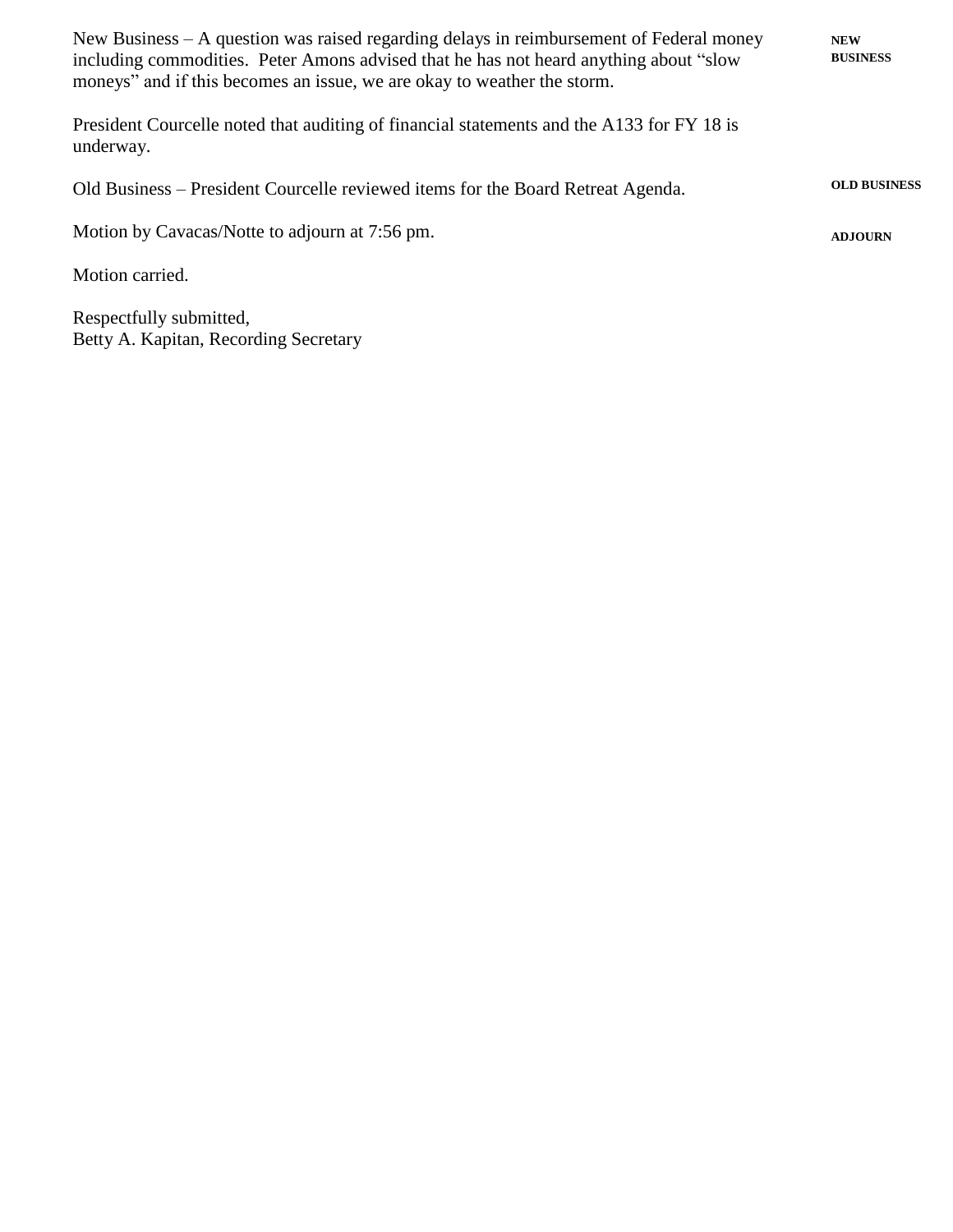New Business – A question was raised regarding delays in reimbursement of Federal money including commodities. Peter Amons advised that he has not heard anything about "slow moneys" and if this becomes an issue, we are okay to weather the storm. **NEW BUSINESS**

President Courcelle noted that auditing of financial statements and the A133 for FY 18 is underway.

Old Business – President Courcelle reviewed items for the Board Retreat Agenda. **OLD BUSINESS**

Motion by Cavacas/Notte to adjourn at 7:56 pm. **ADJOURN**

Motion carried.

Respectfully submitted,
Betty A. Kapitan, Recording Secretary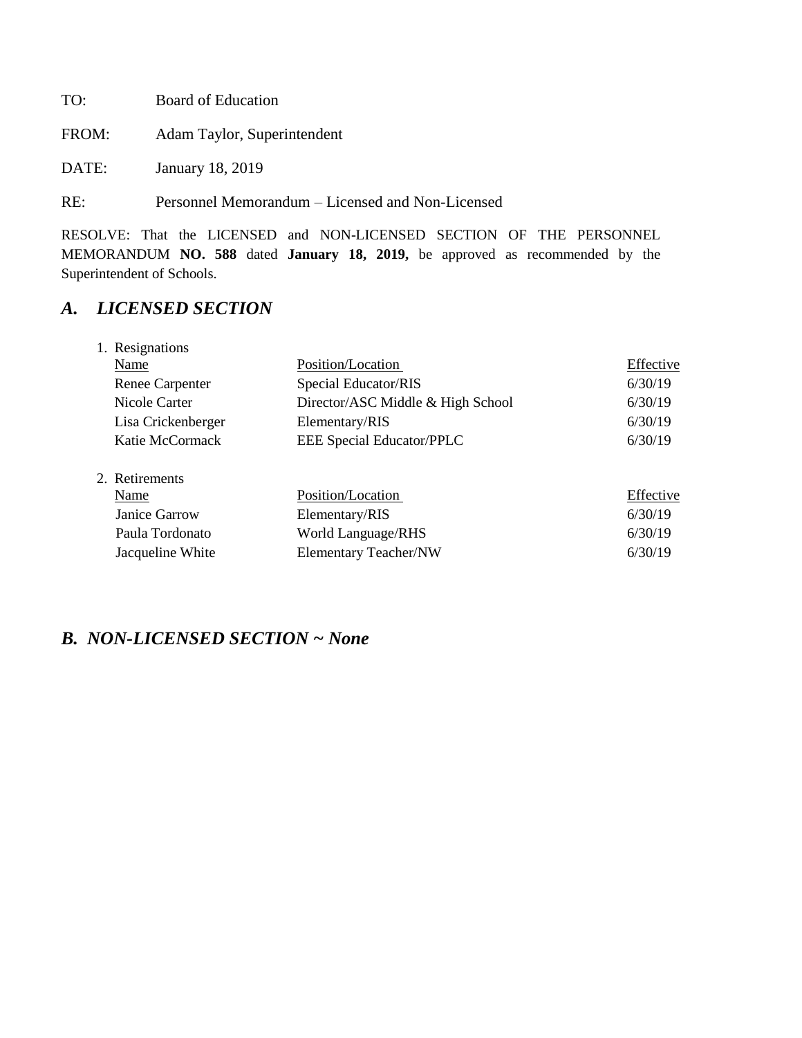TO: Board of Education

FROM: Adam Taylor, Superintendent

DATE: January 18, 2019

RE: Personnel Memorandum – Licensed and Non-Licensed

RESOLVE: That the LICENSED and NON-LICENSED SECTION OF THE PERSONNEL MEMORANDUM **NO. 588** dated **January 18, 2019,** be approved as recommended by the Superintendent of Schools.

## *A. LICENSED SECTION*

1. Resignations

| Name | Position/Location | Effective |
| --- | --- | --- |
| Renee Carpenter | Special Educator/RIS | 6/30/19 |
| Nicole Carter | Director/ASC Middle & High School | 6/30/19 |
| Lisa Crickenberger | Elementary/RIS | 6/30/19 |
| Katie McCormack | EEE Special Educator/PPLC | 6/30/19 |

2. Retirements

| Name | Position/Location | Effective |
| --- | --- | --- |
| Janice Garrow | Elementary/RIS | 6/30/19 |
| Paula Tordonato | World Language/RHS | 6/30/19 |
| Jacqueline White | Elementary Teacher/NW | 6/30/19 |

## *B. NON-LICENSED SECTION ~ None*